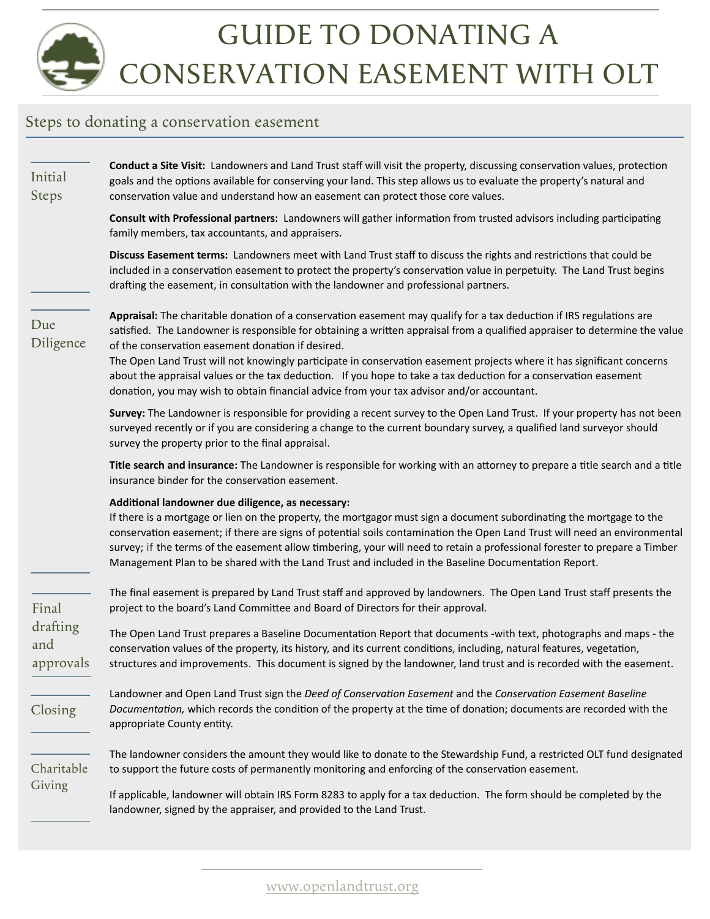# GUIDE TO DONATING A CONSERVATION EASEMENT WITH OLT

## Steps to donating a conservation easement

### Initial Steps

**Conduct a Site Visit:** Landowners and Land Trust staff will visit the property, discussing conservation values, protection goals and the options available for conserving your land. This step allows us to evaluate the property's natural and conservation value and understand how an easement can protect those core values.

**Consult with Professional partners:** Landowners will gather information from trusted advisors including participating family members, tax accountants, and appraisers.

**Discuss Easement terms:** Landowners meet with Land Trust staff to discuss the rights and restrictions that could be included in a conservation easement to protect the property's conservation value in perpetuity. The Land Trust begins drafting the easement, in consultation with the landowner and professional partners.

### Due Diligence

**Appraisal:** The charitable donation of a conservation easement may qualify for a tax deduction if IRS regulations are satisfied. The Landowner is responsible for obtaining a written appraisal from a qualified appraiser to determine the value of the conservation easement donation if desired.
The Open Land Trust will not knowingly participate in conservation easement projects where it has significant concerns about the appraisal values or the tax deduction. If you hope to take a tax deduction for a conservation easement donation, you may wish to obtain financial advice from your tax advisor and/or accountant.

**Survey:** The Landowner is responsible for providing a recent survey to the Open Land Trust. If your property has not been surveyed recently or if you are considering a change to the current boundary survey, a qualified land surveyor should survey the property prior to the final appraisal.

**Title search and insurance:** The Landowner is responsible for working with an attorney to prepare a title search and a title insurance binder for the conservation easement.

**Additional landowner due diligence, as necessary:**
If there is a mortgage or lien on the property, the mortgagor must sign a document subordinating the mortgage to the conservation easement; if there are signs of potential soils contamination the Open Land Trust will need an environmental survey; if the terms of the easement allow timbering, your will need to retain a professional forester to prepare a Timber Management Plan to be shared with the Land Trust and included in the Baseline Documentation Report.

### Final drafting and approvals

The final easement is prepared by Land Trust staff and approved by landowners. The Open Land Trust staff presents the project to the board's Land Committee and Board of Directors for their approval.

The Open Land Trust prepares a Baseline Documentation Report that documents -with text, photographs and maps - the conservation values of the property, its history, and its current conditions, including, natural features, vegetation, structures and improvements. This document is signed by the landowner, land trust and is recorded with the easement.

### Closing

Landowner and Open Land Trust sign the *Deed of Conservation Easement* and the *Conservation Easement Baseline Documentation,* which records the condition of the property at the time of donation; documents are recorded with the appropriate County entity.

### Charitable Giving

The landowner considers the amount they would like to donate to the Stewardship Fund, a restricted OLT fund designated to support the future costs of permanently monitoring and enforcing of the conservation easement.

If applicable, landowner will obtain IRS Form 8283 to apply for a tax deduction. The form should be completed by the landowner, signed by the appraiser, and provided to the Land Trust.

www.openlandtrust.org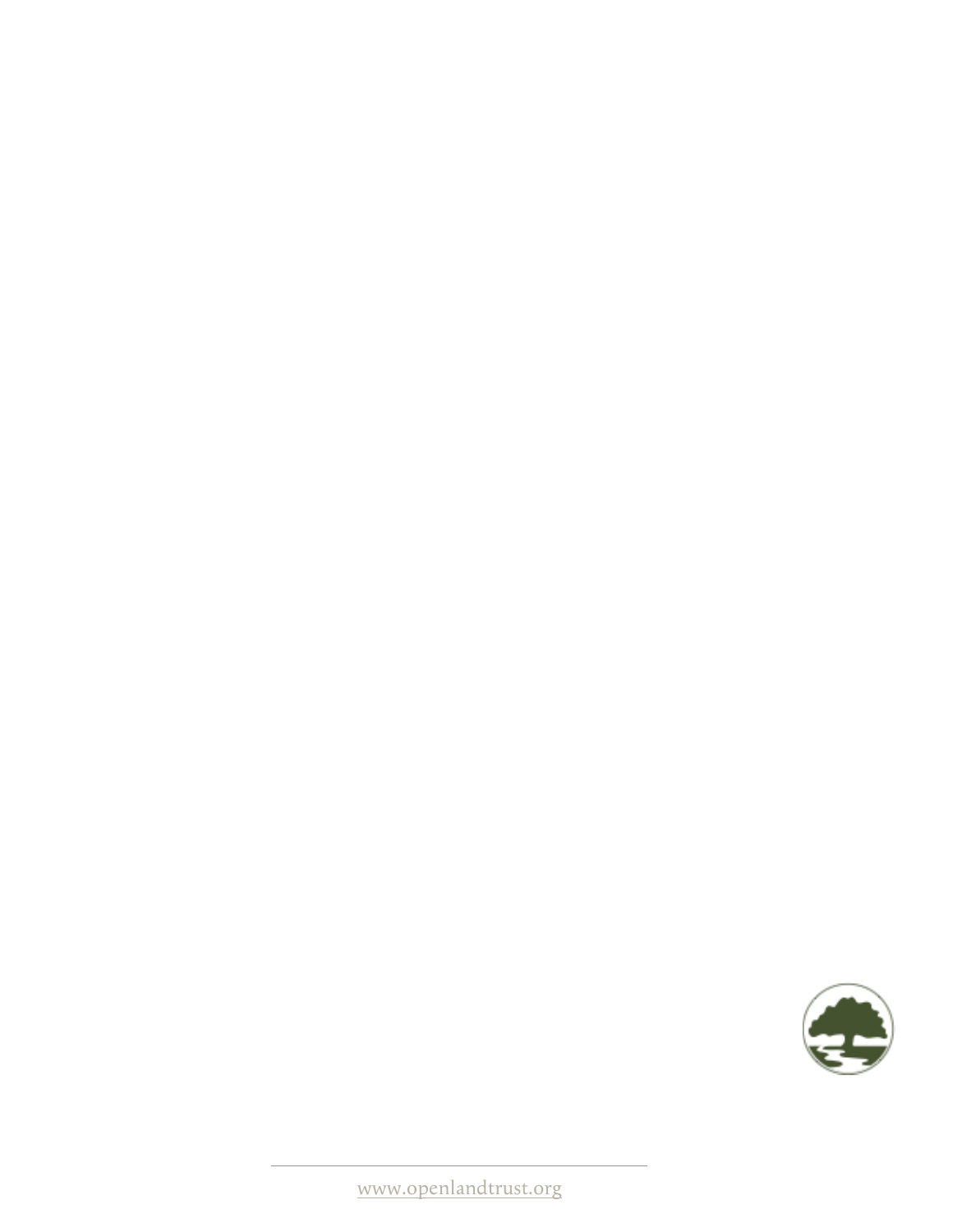www.openlandtrust.org